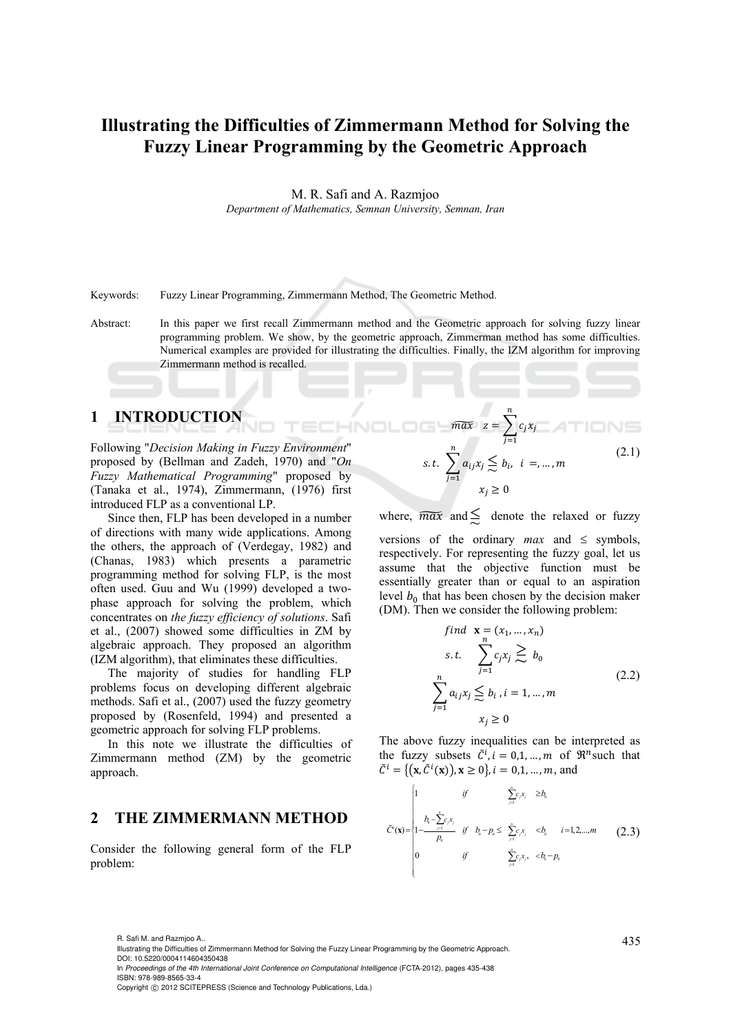# Illustrating the Difficulties of Zimmermann Method for Solving the Fuzzy Linear Programming by the Geometric Approach

M. R. Safi and A. Razmjoo

*Department of Mathematics, Semnan University, Semnan, Iran*

Keywords: Fuzzy Linear Programming, Zimmermann Method, The Geometric Method.

Abstract: In this paper we first recall Zimmermann method and the Geometric approach for solving fuzzy linear programming problem. We show, by the geometric approach, Zimmerman method has some difficulties. Numerical examples are provided for illustrating the difficulties. Finally, the IZM algorithm for improving Zimmermann method is recalled.

## 1 INTRODUCTION

Following "*Decision Making in Fuzzy Environment*" proposed by (Bellman and Zadeh, 1970) and "*On Fuzzy Mathematical Programming*" proposed by (Tanaka et al., 1974), Zimmermann, (1976) first introduced FLP as a conventional LP.

Since then, FLP has been developed in a number of directions with many wide applications. Among the others, the approach of (Verdegay, 1982) and (Chanas, 1983) which presents a parametric programming method for solving FLP, is the most often used. Guu and Wu (1999) developed a two-phase approach for solving the problem, which concentrates on *the fuzzy efficiency of solutions*. Safi et al., (2007) showed some difficulties in ZM by algebraic approach. They proposed an algorithm (IZM algorithm), that eliminates these difficulties.

The majority of studies for handling FLP problems focus on developing different algebraic methods. Safi et al., (2007) used the fuzzy geometry proposed by (Rosenfeld, 1994) and presented a geometric approach for solving FLP problems.

In this note we illustrate the difficulties of Zimmermann method (ZM) by the geometric approach.

## 2 THE ZIMMERMANN METHOD

Consider the following general form of the FLP problem:

$$
\begin{aligned}
&\widetilde{max} \quad z=\sum_{j=1}^{n} c_j x_j \\
&s.t. \quad \sum_{j=1}^{n} a_{ij} x_j \lesssim b_i, \quad i=,\dots,m \\
&\qquad x_j \geq 0
\end{aligned}
\tag{2.1}
$$

where, $\widetilde{max}$ and $\lesssim$ denote the relaxed or fuzzy versions of the ordinary *max* and $\leq$ symbols, respectively. For representing the fuzzy goal, let us assume that the objective function must be essentially greater than or equal to an aspiration level $b_0$ that has been chosen by the decision maker (DM). Then we consider the following problem:

$$
\begin{aligned}
&find \quad \mathbf{x}=(x_1,\dots,x_n) \\
&s.t. \quad \sum_{j=1}^{n} c_j x_j \gtrsim b_0 \\
&\sum_{j=1}^{n} a_{ij} x_j \lesssim b_i \, , i=1,\dots,m \\
&\qquad x_j \geq 0
\end{aligned}
\tag{2.2}
$$

The above fuzzy inequalities can be interpreted as the fuzzy subsets $\tilde{C}^i, i=0,1,\dots,m$ of $\Re^n$ such that $\tilde{C}^i=\{(\mathbf{x},\tilde{C}^i(\mathbf{x})),\mathbf{x}\geq 0\}, i=0,1,\dots,m$, and

$$
\tilde{C}^o(\mathbf{x})=\begin{cases}
1 & if \quad \sum_{j=1}^{n} c_j x_j \geq b_0 \\
1-\dfrac{b_0-\sum_{j=1}^{n} c_j x_j}{p_0} & if \quad b_0-p_0 \leq \sum_{j=1}^{n} c_j x_j < b_0 \qquad i=1,2,\dots,m \\
0 & if \quad \sum_{j=1}^{n} c_j x_j, < b_0-p_0
\end{cases}
\tag{2.3}
$$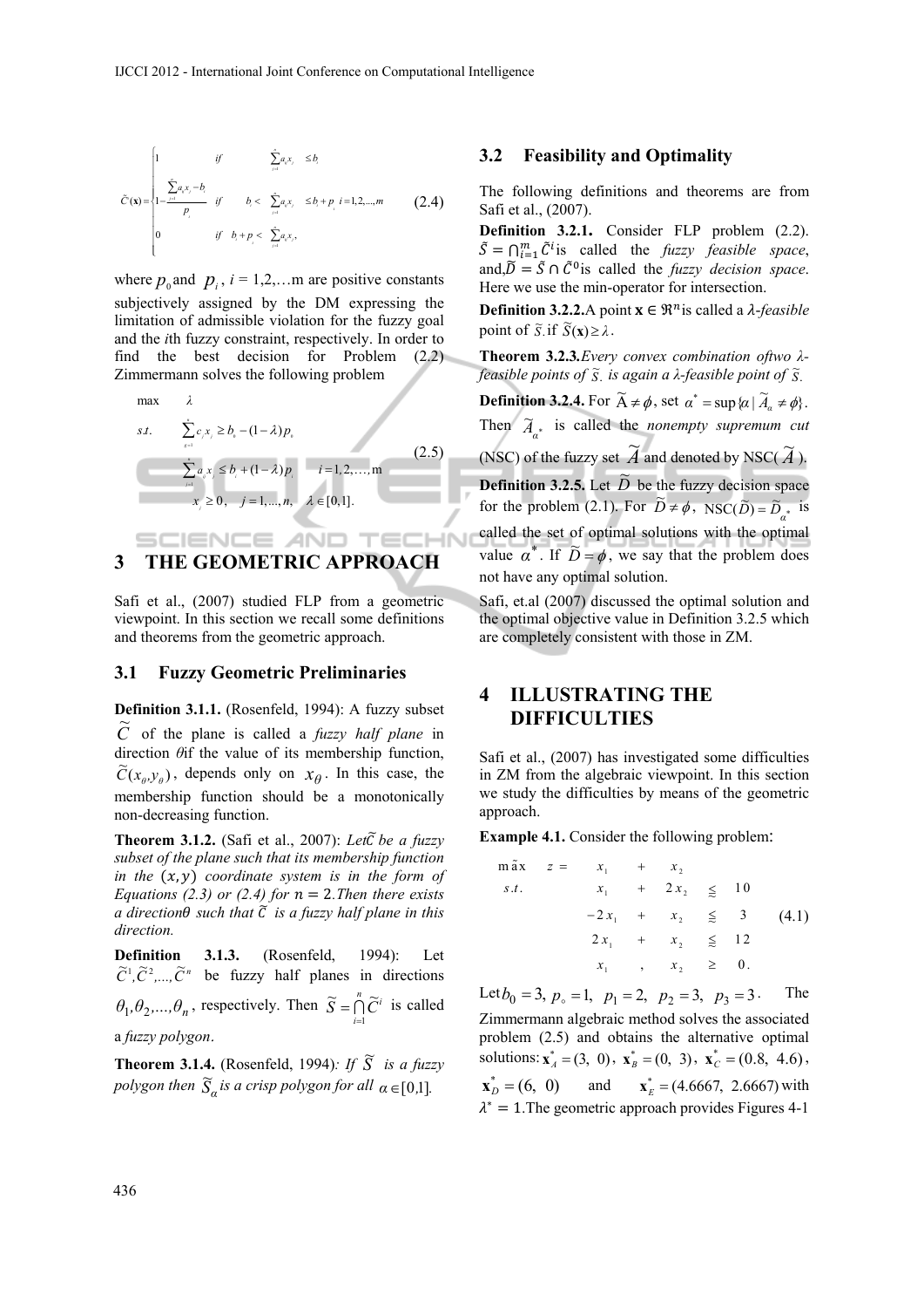$$\tilde{C}^i(\mathbf{x}) = \begin{cases} 1 & \text{if} \quad \sum_{j=1}^{n} a_{ij} x_j \leq b_i \\ 1 - \dfrac{\sum_{j=1}^{n} a_{ij} x_j - b_i}{p_i} & \text{if} \quad b_i < \sum_{j=1}^{n} a_{ij} x_j \leq b_i + p_i \quad i = 1,2,...,m \\ 0 & \text{if} \quad b_i + p_i < \sum_{j=1}^{n} a_{ij} x_j, \end{cases} \tag{2.4}$$

where $p_0$ and $p_i$, $i$ = 1,2,…m are positive constants subjectively assigned by the DM expressing the limitation of admissible violation for the fuzzy goal and the *i*th fuzzy constraint, respectively. In order to find the best decision for Problem (2.2) Zimmermann solves the following problem

$$\begin{aligned} \max \quad & \lambda \\ s.t. \quad & \sum_{j=1}^{n} c_j x_j \geq b_0 - (1-\lambda) p_0 \\ & \sum_{j=1}^{n} a_{ij} x_j \leq b_i + (1-\lambda) p_i \qquad i = 1,2,\ldots,\text{m} \\ & x_j \geq 0, \quad j = 1,\ldots,n, \quad \lambda \in [0,1]. \end{aligned} \tag{2.5}$$

## 3 THE GEOMETRIC APPROACH

Safi et al., (2007) studied FLP from a geometric viewpoint. In this section we recall some definitions and theorems from the geometric approach.

### 3.1 Fuzzy Geometric Preliminaries

**Definition 3.1.1.** (Rosenfeld, 1994): A fuzzy subset $\tilde{C}$ of the plane is called a *fuzzy half plane* in direction $\theta$ if the value of its membership function, $\tilde{C}(x_\theta, y_\theta)$, depends only on $x_\theta$. In this case, the membership function should be a monotonically non-decreasing function.

**Theorem 3.1.2.** (Safi et al., 2007): *Let $\tilde{C}$ be a fuzzy subset of the plane such that its membership function in the $(x, y)$ coordinate system is in the form of Equations (2.3) or (2.4) for $n = 2$. Then there exists a direction $\theta$ such that $\tilde{C}$ is a fuzzy half plane in this direction.*

**Definition 3.1.3.** (Rosenfeld, 1994): Let $\tilde{C}^1, \tilde{C}^2, ..., \tilde{C}^n$ be fuzzy half planes in directions $\theta_1, \theta_2, ..., \theta_n$, respectively. Then $\tilde{S} = \bigcap_{i=1}^{n} \tilde{C}^i$ is called a *fuzzy polygon*.

**Theorem 3.1.4.** (Rosenfeld, 1994)*: If $\tilde{S}$ is a fuzzy polygon then $\tilde{S}_\alpha$ is a crisp polygon for all* $\alpha \in [0,1]$.

### 3.2 Feasibility and Optimality

The following definitions and theorems are from Safi et al., (2007).

**Definition 3.2.1.** Consider FLP problem (2.2). $\tilde{S} = \bigcap_{i=1}^{m} \tilde{C}^i$ is called the *fuzzy feasible space*, and, $\tilde{D} = \tilde{S} \cap \tilde{C}^0$ is called the *fuzzy decision space*. Here we use the min-operator for intersection.

**Definition 3.2.2.** A point $\mathbf{x} \in \Re^n$ is called a *λ-feasible* point of $\tilde{S}$. if $\tilde{S}(\mathbf{x}) \geq \lambda$.

**Theorem 3.2.3.** *Every convex combination of two λ-feasible points of $\tilde{S}$. is again a λ-feasible point of $\tilde{S}$.*

**Definition 3.2.4.** For $\tilde{A} \neq \phi$, set $\alpha^* = \sup\{\alpha \mid \tilde{A}_\alpha \neq \phi\}$. Then $\tilde{A}_{\alpha^*}$ is called the *nonempty supremum cut* (NSC) of the fuzzy set $\tilde{A}$ and denoted by NSC($\tilde{A}$).

**Definition 3.2.5.** Let $\tilde{D}$ be the fuzzy decision space for the problem (2.1). For $\tilde{D} \neq \phi$, $\text{NSC}(\tilde{D}) = \tilde{D}_{\alpha^*}$ is called the set of optimal solutions with the optimal value $\alpha^*$. If $\tilde{D} = \phi$, we say that the problem does not have any optimal solution.

Safi, et.al (2007) discussed the optimal solution and the optimal objective value in Definition 3.2.5 which are completely consistent with those in ZM.

## 4 ILLUSTRATING THE DIFFICULTIES

Safi et al., (2007) has investigated some difficulties in ZM from the algebraic viewpoint. In this section we study the difficulties by means of the geometric approach.

**Example 4.1.** Consider the following problem:

$$\begin{array}{lllllll} \widetilde{\max} & z = & x_1 & + & x_2 & & \\ s.t. & & x_1 & + & 2x_2 & \lesssim & 10 \\ & & -2x_1 & + & x_2 & \lesssim & 3 \\ & & 2x_1 & + & x_2 & \lesssim & 12 \\ & & x_1 & , & x_2 & \geq & 0. \end{array} \tag{4.1}$$

Let $b_0 = 3$, $p_\circ = 1$, $p_1 = 2$, $p_2 = 3$, $p_3 = 3$. The Zimmermann algebraic method solves the associated problem (2.5) and obtains the alternative optimal solutions: $\mathbf{x}_A^* = (3,\ 0)$, $\mathbf{x}_B^* = (0,\ 3)$, $\mathbf{x}_C^* = (0.8,\ 4.6)$, $\mathbf{x}_D^* = (6,\ 0)$ and $\mathbf{x}_E^* = (4.6667,\ 2.6667)$ with $\lambda^* = 1$. The geometric approach provides Figures 4-1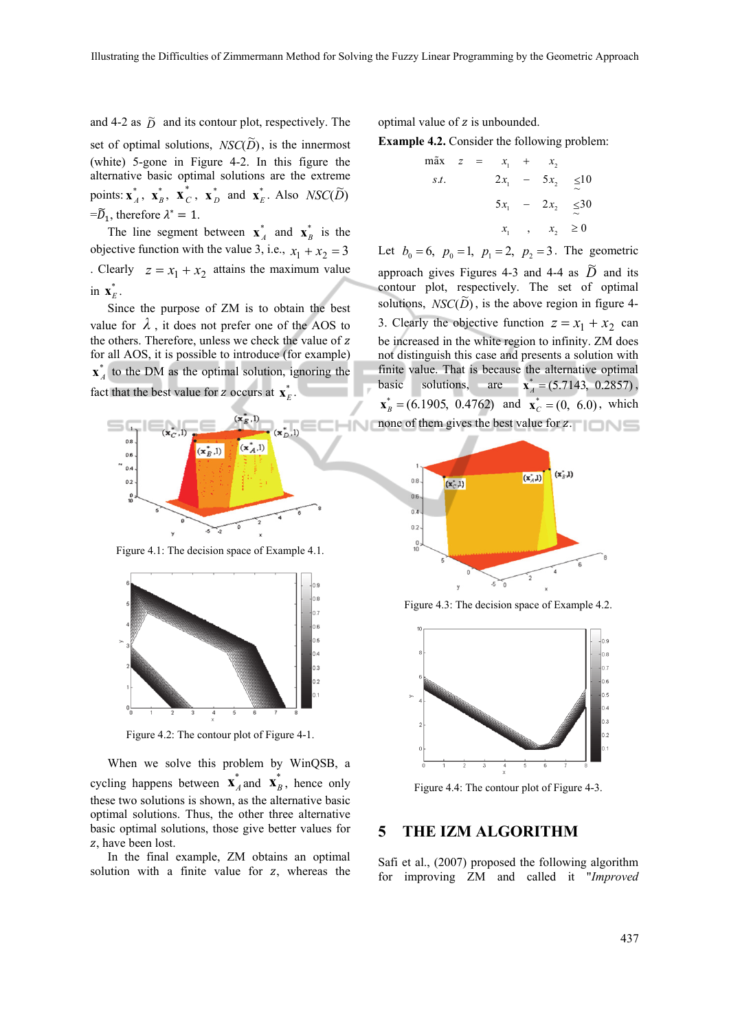and 4-2 as $\tilde{D}$ and its contour plot, respectively. The set of optimal solutions, $NSC(\tilde{D})$, is the innermost (white) 5-gone in Figure 4-2. In this figure the alternative basic optimal solutions are the extreme points: $\mathbf{x}_A^*$, $\mathbf{x}_B^*$, $\mathbf{x}_C^*$, $\mathbf{x}_D^*$ and $\mathbf{x}_E^*$. Also $NSC(\tilde{D})$ $=\tilde{D}_1$, therefore $\lambda^* = 1$.

The line segment between $\mathbf{x}_A^*$ and $\mathbf{x}_B^*$ is the objective function with the value 3, i.e., $x_1 + x_2 = 3$. Clearly $z = x_1 + x_2$ attains the maximum value in $\mathbf{x}_E^*$.

Since the purpose of ZM is to obtain the best value for $\lambda$, it does not prefer one of the AOS to the others. Therefore, unless we check the value of $z$ for all AOS, it is possible to introduce (for example) $\mathbf{x}_A^*$ to the DM as the optimal solution, ignoring the fact that the best value for $z$ occurs at $\mathbf{x}_E^*$.

Figure 4.1: The decision space of Example 4.1.

Figure 4.2: The contour plot of Figure 4-1.

When we solve this problem by WinQSB, a cycling happens between $\mathbf{x}_A^*$ and $\mathbf{x}_B^*$, hence only these two solutions is shown, as the alternative basic optimal solutions. Thus, the other three alternative basic optimal solutions, those give better values for $z$, have been lost.

In the final example, ZM obtains an optimal solution with a finite value for $z$, whereas the optimal value of $z$ is unbounded.

**Example 4.2.** Consider the following problem:

$$
\begin{array}{lllll}
\widetilde{\max} & z = & x_1 & + & x_2 \\
s.t. & & 2x_1 & - & 5x_2 \ \widetilde{\leq} 10 \\
& & 5x_1 & - & 2x_2 \ \widetilde{\leq} 30 \\
& & x_1 & , & x_2 \ \geq 0
\end{array}
$$

Let $b_0 = 6$, $p_0 = 1$, $p_1 = 2$, $p_2 = 3$. The geometric approach gives Figures 4-3 and 4-4 as $\tilde{D}$ and its contour plot, respectively. The set of optimal solutions, $NSC(\tilde{D})$, is the above region in figure 4-3. Clearly the objective function $z = x_1 + x_2$ can be increased in the white region to infinity. ZM does not distinguish this case and presents a solution with finite value. That is because the alternative optimal basic solutions, are $\mathbf{x}_A^* = (5.7143,\ 0.2857)$, $\mathbf{x}_B^* = (6.1905,\ 0.4762)$ and $\mathbf{x}_C^* = (0,\ 6.0)$, which none of them gives the best value for $z$.

Figure 4.3: The decision space of Example 4.2.

Figure 4.4: The contour plot of Figure 4-3.

## 5 THE IZM ALGORITHM

Safi et al., (2007) proposed the following algorithm for improving ZM and called it "*Improved*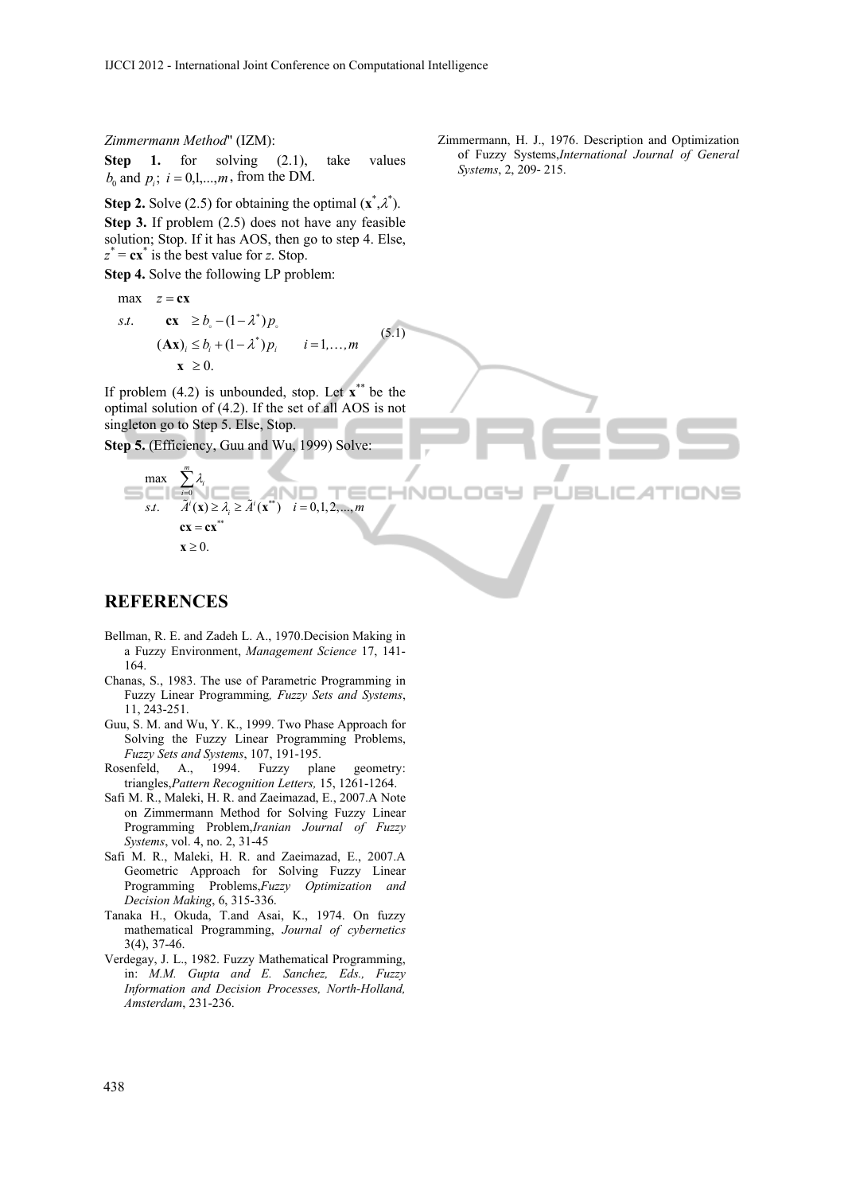*Zimmermann Method*" (IZM):

**Step 1.** for solving (2.1), take values $b_0$ and $p_i$; $i = 0,1,...,m$, from the DM.

**Step 2.** Solve (2.5) for obtaining the optimal $(\mathbf{x}^*, \lambda^*)$.

**Step 3.** If problem (2.5) does not have any feasible solution; Stop. If it has AOS, then go to step 4. Else, $z^* = \mathbf{cx}^*$ is the best value for *z*. Stop.

**Step 4.** Solve the following LP problem:

$$
\begin{aligned}
\max \quad & z = \mathbf{cx} \\
s.t. \quad & \mathbf{cx} \ \geq b_{\circ} - (1-\lambda^*) p_{\circ} \\
& (\mathbf{Ax})_i \leq b_i + (1-\lambda^*) p_i \qquad i = 1, \ldots, m \\
& \mathbf{x} \ \geq 0.
\end{aligned}
\tag{5.1}
$$

If problem (4.2) is unbounded, stop. Let $\mathbf{x}^{**}$ be the optimal solution of (4.2). If the set of all AOS is not singleton go to Step 5. Else, Stop.

**Step 5.** (Efficiency, Guu and Wu, 1999) Solve:

$$
\begin{aligned}
\max \quad & \sum_{i=0}^{m} \lambda_i \\
s.t. \quad & \tilde{A}^i(\mathbf{x}) \geq \lambda_i \geq \tilde{A}^i(\mathbf{x}^{**}) \quad i = 0,1,2,...,m \\
& \mathbf{cx} = \mathbf{cx}^{**} \\
& \mathbf{x} \geq 0.
\end{aligned}
$$

## REFERENCES

Bellman, R. E. and Zadeh L. A., 1970.Decision Making in a Fuzzy Environment, *Management Science* 17, 141-164.

Chanas, S., 1983. The use of Parametric Programming in Fuzzy Linear Programming*, Fuzzy Sets and Systems*, 11, 243-251.

Guu, S. M. and Wu, Y. K., 1999. Two Phase Approach for Solving the Fuzzy Linear Programming Problems, *Fuzzy Sets and Systems*, 107, 191-195.

Rosenfeld, A., 1994. Fuzzy plane geometry: triangles,*Pattern Recognition Letters,* 15, 1261-1264.

Safi M. R., Maleki, H. R. and Zaeimazad, E., 2007.A Note on Zimmermann Method for Solving Fuzzy Linear Programming Problem,*Iranian Journal of Fuzzy Systems*, vol. 4, no. 2, 31-45

Safi M. R., Maleki, H. R. and Zaeimazad, E., 2007.A Geometric Approach for Solving Fuzzy Linear Programming Problems,*Fuzzy Optimization and Decision Making*, 6, 315-336.

Tanaka H., Okuda, T.and Asai, K., 1974. On fuzzy mathematical Programming, *Journal of cybernetics* 3(4), 37-46.

Verdegay, J. L., 1982. Fuzzy Mathematical Programming, in: *M.M. Gupta and E. Sanchez, Eds., Fuzzy Information and Decision Processes, North-Holland, Amsterdam*, 231-236.

Zimmermann, H. J., 1976. Description and Optimization of Fuzzy Systems,*International Journal of General Systems*, 2, 209- 215.